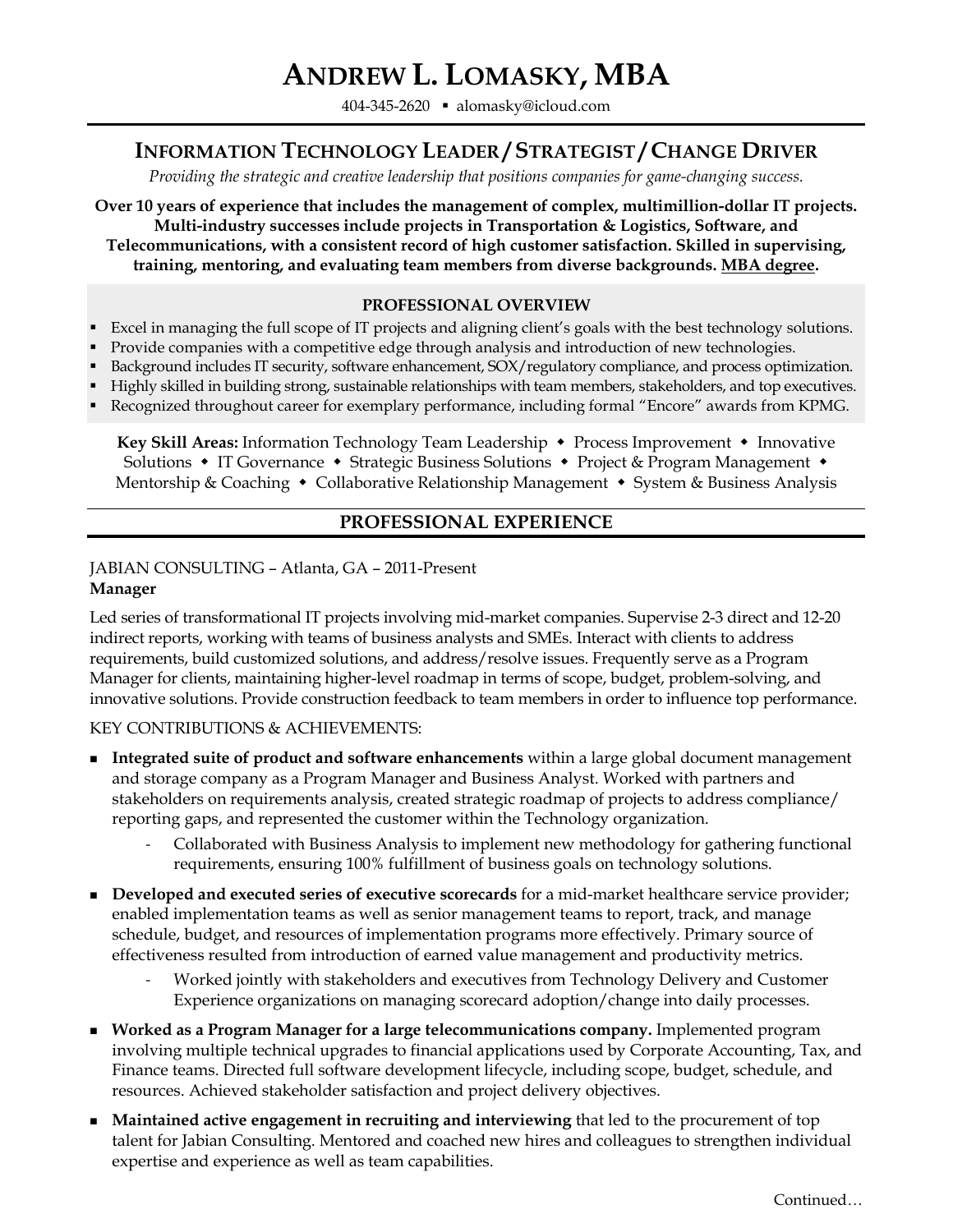# ANDREW L. LOMASKY, MBA

404-345-2620 ▪ alomasky@icloud.com

## INFORMATION TECHNOLOGY LEADER / STRATEGIST / CHANGE DRIVER

*Providing the strategic and creative leadership that positions companies for game-changing success.*

**Over 10 years of experience that includes the management of complex, multimillion-dollar IT projects. Multi-industry successes include projects in Transportation & Logistics, Software, and Telecommunications, with a consistent record of high customer satisfaction. Skilled in supervising, training, mentoring, and evaluating team members from diverse backgrounds. MBA degree.**

### PROFESSIONAL OVERVIEW

- Excel in managing the full scope of IT projects and aligning client's goals with the best technology solutions.
- Provide companies with a competitive edge through analysis and introduction of new technologies.
- Background includes IT security, software enhancement, SOX/regulatory compliance, and process optimization.
- Highly skilled in building strong, sustainable relationships with team members, stakeholders, and top executives.
- Recognized throughout career for exemplary performance, including formal "Encore" awards from KPMG.

**Key Skill Areas:** Information Technology Team Leadership ◆ Process Improvement ◆ Innovative Solutions ◆ IT Governance ◆ Strategic Business Solutions ◆ Project & Program Management ◆ Mentorship & Coaching ◆ Collaborative Relationship Management ◆ System & Business Analysis

## PROFESSIONAL EXPERIENCE

JABIAN CONSULTING – Atlanta, GA – 2011-Present
**Manager**

Led series of transformational IT projects involving mid-market companies. Supervise 2-3 direct and 12-20 indirect reports, working with teams of business analysts and SMEs. Interact with clients to address requirements, build customized solutions, and address/resolve issues. Frequently serve as a Program Manager for clients, maintaining higher-level roadmap in terms of scope, budget, problem-solving, and innovative solutions. Provide construction feedback to team members in order to influence top performance.

KEY CONTRIBUTIONS & ACHIEVEMENTS:

- **Integrated suite of product and software enhancements** within a large global document management and storage company as a Program Manager and Business Analyst. Worked with partners and stakeholders on requirements analysis, created strategic roadmap of projects to address compliance/ reporting gaps, and represented the customer within the Technology organization.
  - Collaborated with Business Analysis to implement new methodology for gathering functional requirements, ensuring 100% fulfillment of business goals on technology solutions.
- **Developed and executed series of executive scorecards** for a mid-market healthcare service provider; enabled implementation teams as well as senior management teams to report, track, and manage schedule, budget, and resources of implementation programs more effectively. Primary source of effectiveness resulted from introduction of earned value management and productivity metrics.
  - Worked jointly with stakeholders and executives from Technology Delivery and Customer Experience organizations on managing scorecard adoption/change into daily processes.
- **Worked as a Program Manager for a large telecommunications company.** Implemented program involving multiple technical upgrades to financial applications used by Corporate Accounting, Tax, and Finance teams. Directed full software development lifecycle, including scope, budget, schedule, and resources. Achieved stakeholder satisfaction and project delivery objectives.
- **Maintained active engagement in recruiting and interviewing** that led to the procurement of top talent for Jabian Consulting. Mentored and coached new hires and colleagues to strengthen individual expertise and experience as well as team capabilities.

Continued…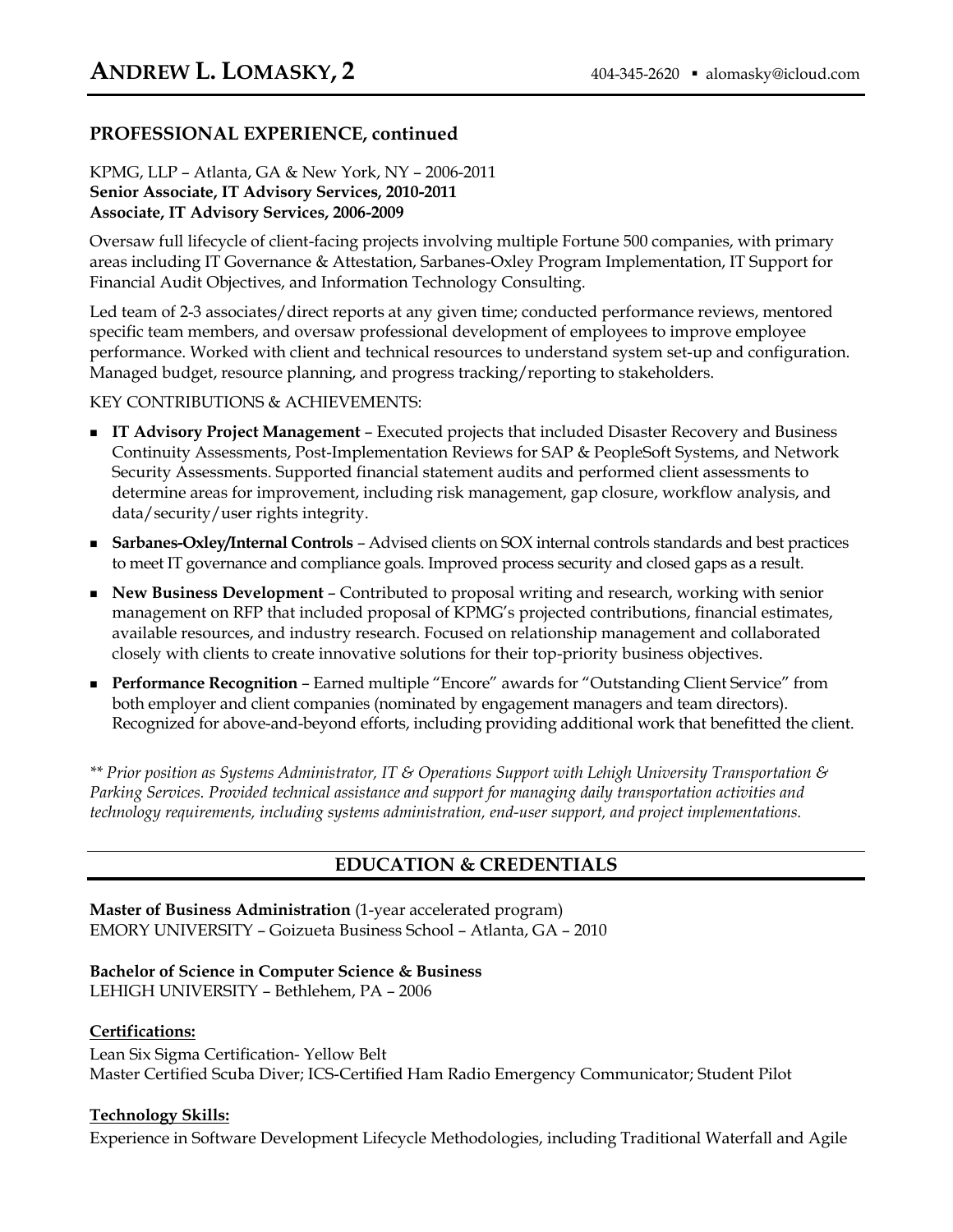## PROFESSIONAL EXPERIENCE, continued

KPMG, LLP – Atlanta, GA & New York, NY – 2006-2011
**Senior Associate, IT Advisory Services, 2010-2011**
**Associate, IT Advisory Services, 2006-2009**

Oversaw full lifecycle of client-facing projects involving multiple Fortune 500 companies, with primary areas including IT Governance & Attestation, Sarbanes-Oxley Program Implementation, IT Support for Financial Audit Objectives, and Information Technology Consulting.

Led team of 2-3 associates/direct reports at any given time; conducted performance reviews, mentored specific team members, and oversaw professional development of employees to improve employee performance. Worked with client and technical resources to understand system set-up and configuration. Managed budget, resource planning, and progress tracking/reporting to stakeholders.

KEY CONTRIBUTIONS & ACHIEVEMENTS:

- **IT Advisory Project Management** – Executed projects that included Disaster Recovery and Business Continuity Assessments, Post-Implementation Reviews for SAP & PeopleSoft Systems, and Network Security Assessments. Supported financial statement audits and performed client assessments to determine areas for improvement, including risk management, gap closure, workflow analysis, and data/security/user rights integrity.
- **Sarbanes-Oxley/Internal Controls** – Advised clients on SOX internal controls standards and best practices to meet IT governance and compliance goals. Improved process security and closed gaps as a result.
- **New Business Development** – Contributed to proposal writing and research, working with senior management on RFP that included proposal of KPMG's projected contributions, financial estimates, available resources, and industry research. Focused on relationship management and collaborated closely with clients to create innovative solutions for their top-priority business objectives.
- **Performance Recognition** – Earned multiple "Encore" awards for "Outstanding Client Service" from both employer and client companies (nominated by engagement managers and team directors). Recognized for above-and-beyond efforts, including providing additional work that benefitted the client.

*** Prior position as Systems Administrator, IT & Operations Support with Lehigh University Transportation & Parking Services. Provided technical assistance and support for managing daily transportation activities and technology requirements, including systems administration, end-user support, and project implementations.*

## EDUCATION & CREDENTIALS

**Master of Business Administration** (1-year accelerated program)
EMORY UNIVERSITY – Goizueta Business School – Atlanta, GA – 2010

**Bachelor of Science in Computer Science & Business**
LEHIGH UNIVERSITY – Bethlehem, PA – 2006

**Certifications:**
Lean Six Sigma Certification- Yellow Belt
Master Certified Scuba Diver; ICS-Certified Ham Radio Emergency Communicator; Student Pilot

**Technology Skills:**
Experience in Software Development Lifecycle Methodologies, including Traditional Waterfall and Agile